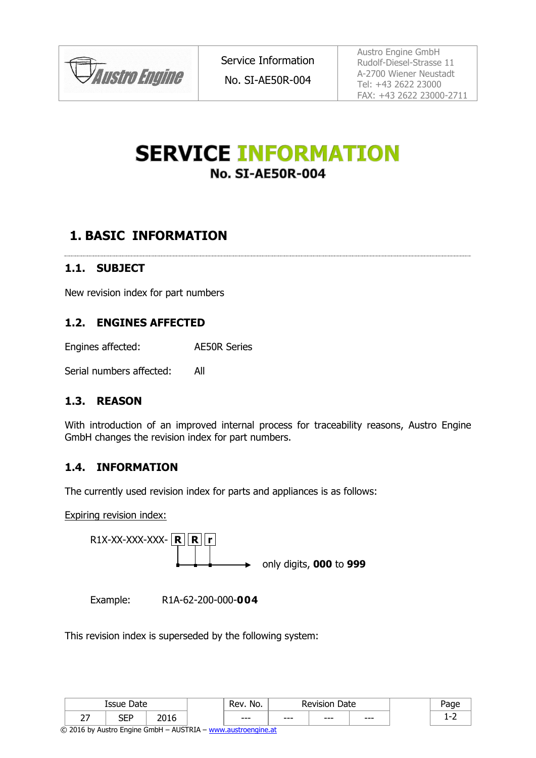# SERVICE INFORMATION

**No. SI-AE50R-004**

## 1. BASIC INFORMATION

### 1.1. SUBJECT

New revision index for part numbers

### 1.2. ENGINES AFFECTED

Engines affected: AE50R Series

Serial numbers affected: All

### 1.3. REASON

With introduction of an improved internal process for traceability reasons, Austro Engine GmbH changes the revision index for part numbers.

### 1.4. INFORMATION

The currently used revision index for parts and appliances is as follows:

<u>Expiring revision index:</u>

R1X-XX-XXX-XXX- **R** **R** **r** → only digits, **000** to **999**

Example: R1A-62-200-000-**004**

This revision index is superseded by the following system: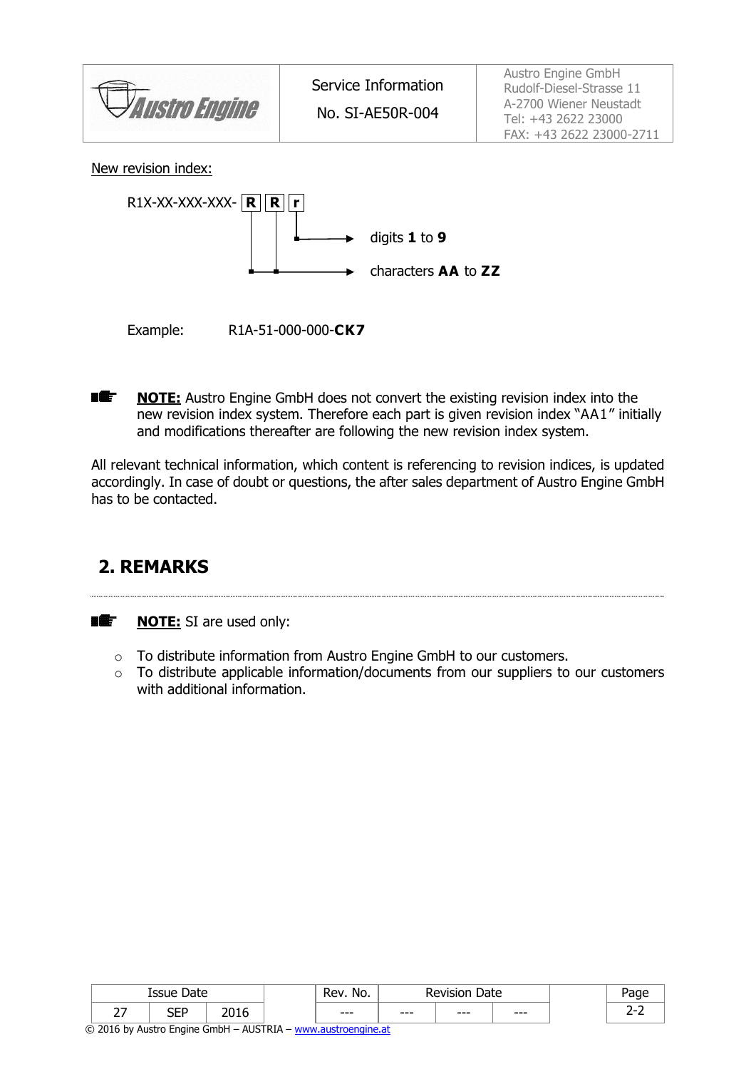New revision index:

R1X-XX-XXX-XXX- **R** **R** **r**

**r** → digits **1** to **9**

**R R** → characters **AA** to **ZZ**

Example: R1A-51-000-000-**CK7**

**NOTE:** Austro Engine GmbH does not convert the existing revision index into the new revision index system. Therefore each part is given revision index "AA1" initially and modifications thereafter are following the new revision index system.

All relevant technical information, which content is referencing to revision indices, is updated accordingly. In case of doubt or questions, the after sales department of Austro Engine GmbH has to be contacted.

## 2. REMARKS

**NOTE:** SI are used only:

- To distribute information from Austro Engine GmbH to our customers.
- To distribute applicable information/documents from our suppliers to our customers with additional information.